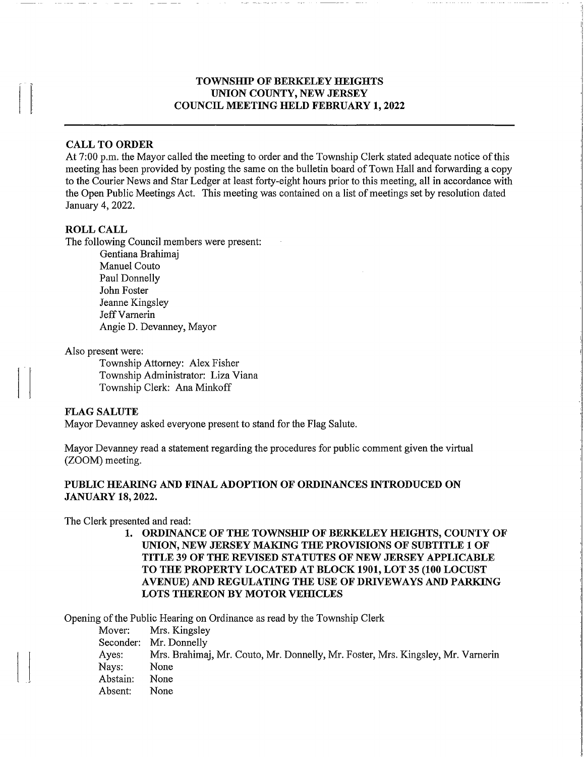**TOWNSHIP OF BERKELEY HEIGHTS**
**UNION COUNTY, NEW JERSEY**
**COUNCIL MEETING HELD FEBRUARY 1, 2022**

## CALL TO ORDER

At 7:00 p.m. the Mayor called the meeting to order and the Township Clerk stated adequate notice of this meeting has been provided by posting the same on the bulletin board of Town Hall and forwarding a copy to the Courier News and Star Ledger at least forty-eight hours prior to this meeting, all in accordance with the Open Public Meetings Act. This meeting was contained on a list of meetings set by resolution dated January 4, 2022.

## ROLL CALL

The following Council members were present:

- Gentiana Brahimaj
- Manuel Couto
- Paul Donnelly
- John Foster
- Jeanne Kingsley
- Jeff Varnerin
- Angie D. Devanney, Mayor

Also present were:

- Township Attorney: Alex Fisher
- Township Administrator: Liza Viana
- Township Clerk: Ana Minkoff

## FLAG SALUTE

Mayor Devanney asked everyone present to stand for the Flag Salute.

Mayor Devanney read a statement regarding the procedures for public comment given the virtual (ZOOM) meeting.

## PUBLIC HEARING AND FINAL ADOPTION OF ORDINANCES INTRODUCED ON JANUARY 18, 2022.

The Clerk presented and read:

1. **ORDINANCE OF THE TOWNSHIP OF BERKELEY HEIGHTS, COUNTY OF UNION, NEW JERSEY MAKING THE PROVISIONS OF SUBTITLE 1 OF TITLE 39 OF THE REVISED STATUTES OF NEW JERSEY APPLICABLE TO THE PROPERTY LOCATED AT BLOCK 1901, LOT 35 (100 LOCUST AVENUE) AND REGULATING THE USE OF DRIVEWAYS AND PARKING LOTS THEREON BY MOTOR VEHICLES**

Opening of the Public Hearing on Ordinance as read by the Township Clerk

- Mover: Mrs. Kingsley
- Seconder: Mr. Donnelly
- Ayes: Mrs. Brahimaj, Mr. Couto, Mr. Donnelly, Mr. Foster, Mrs. Kingsley, Mr. Varnerin
- Nays: None
- Abstain: None
- Absent: None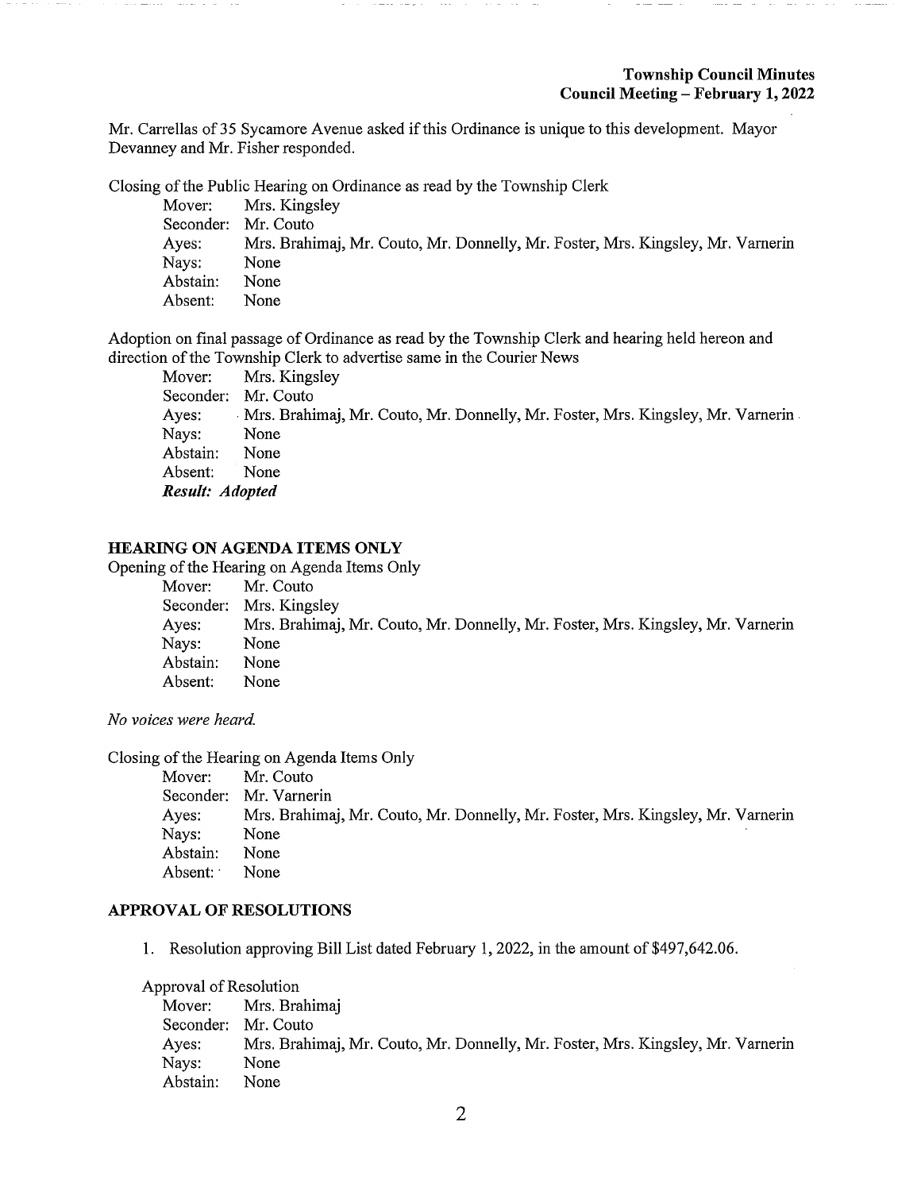Mr. Carrellas of 35 Sycamore Avenue asked if this Ordinance is unique to this development. Mayor Devanney and Mr. Fisher responded.

Closing of the Public Hearing on Ordinance as read by the Township Clerk

Mover: Mrs. Kingsley
Seconder: Mr. Couto
Ayes: Mrs. Brahimaj, Mr. Couto, Mr. Donnelly, Mr. Foster, Mrs. Kingsley, Mr. Varnerin
Nays: None
Abstain: None
Absent: None

Adoption on final passage of Ordinance as read by the Township Clerk and hearing held hereon and direction of the Township Clerk to advertise same in the Courier News

Mover: Mrs. Kingsley
Seconder: Mr. Couto
Ayes: Mrs. Brahimaj, Mr. Couto, Mr. Donnelly, Mr. Foster, Mrs. Kingsley, Mr. Varnerin
Nays: None
Abstain: None
Absent: None
***Result: Adopted***

## HEARING ON AGENDA ITEMS ONLY

Opening of the Hearing on Agenda Items Only

Mover: Mr. Couto
Seconder: Mrs. Kingsley
Ayes: Mrs. Brahimaj, Mr. Couto, Mr. Donnelly, Mr. Foster, Mrs. Kingsley, Mr. Varnerin
Nays: None
Abstain: None
Absent: None

*No voices were heard.*

Closing of the Hearing on Agenda Items Only

Mover: Mr. Couto
Seconder: Mr. Varnerin
Ayes: Mrs. Brahimaj, Mr. Couto, Mr. Donnelly, Mr. Foster, Mrs. Kingsley, Mr. Varnerin
Nays: None
Abstain: None
Absent: None

## APPROVAL OF RESOLUTIONS

1. Resolution approving Bill List dated February 1, 2022, in the amount of $497,642.06.

Approval of Resolution

Mover: Mrs. Brahimaj
Seconder: Mr. Couto
Ayes: Mrs. Brahimaj, Mr. Couto, Mr. Donnelly, Mr. Foster, Mrs. Kingsley, Mr. Varnerin
Nays: None
Abstain: None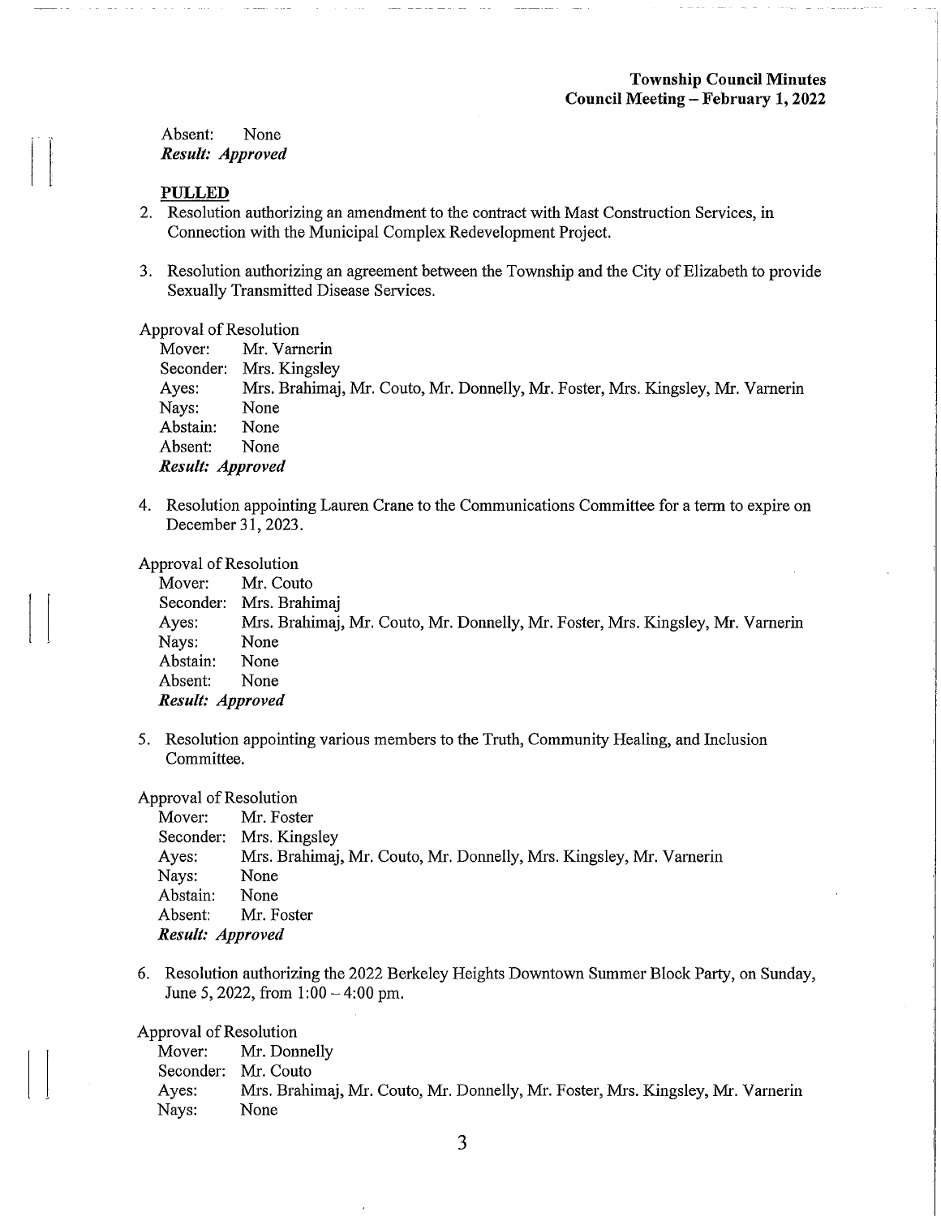Absent: None
***Result: Approved***

**PULLED**

2. Resolution authorizing an amendment to the contract with Mast Construction Services, in Connection with the Municipal Complex Redevelopment Project.

3. Resolution authorizing an agreement between the Township and the City of Elizabeth to provide Sexually Transmitted Disease Services.

Approval of Resolution
Mover: Mr. Varnerin
Seconder: Mrs. Kingsley
Ayes: Mrs. Brahimaj, Mr. Couto, Mr. Donnelly, Mr. Foster, Mrs. Kingsley, Mr. Varnerin
Nays: None
Abstain: None
Absent: None
***Result: Approved***

4. Resolution appointing Lauren Crane to the Communications Committee for a term to expire on December 31, 2023.

Approval of Resolution
Mover: Mr. Couto
Seconder: Mrs. Brahimaj
Ayes: Mrs. Brahimaj, Mr. Couto, Mr. Donnelly, Mr. Foster, Mrs. Kingsley, Mr. Varnerin
Nays: None
Abstain: None
Absent: None
***Result: Approved***

5. Resolution appointing various members to the Truth, Community Healing, and Inclusion Committee.

Approval of Resolution
Mover: Mr. Foster
Seconder: Mrs. Kingsley
Ayes: Mrs. Brahimaj, Mr. Couto, Mr. Donnelly, Mrs. Kingsley, Mr. Varnerin
Nays: None
Abstain: None
Absent: Mr. Foster
***Result: Approved***

6. Resolution authorizing the 2022 Berkeley Heights Downtown Summer Block Party, on Sunday, June 5, 2022, from 1:00 – 4:00 pm.

Approval of Resolution
Mover: Mr. Donnelly
Seconder: Mr. Couto
Ayes: Mrs. Brahimaj, Mr. Couto, Mr. Donnelly, Mr. Foster, Mrs. Kingsley, Mr. Varnerin
Nays: None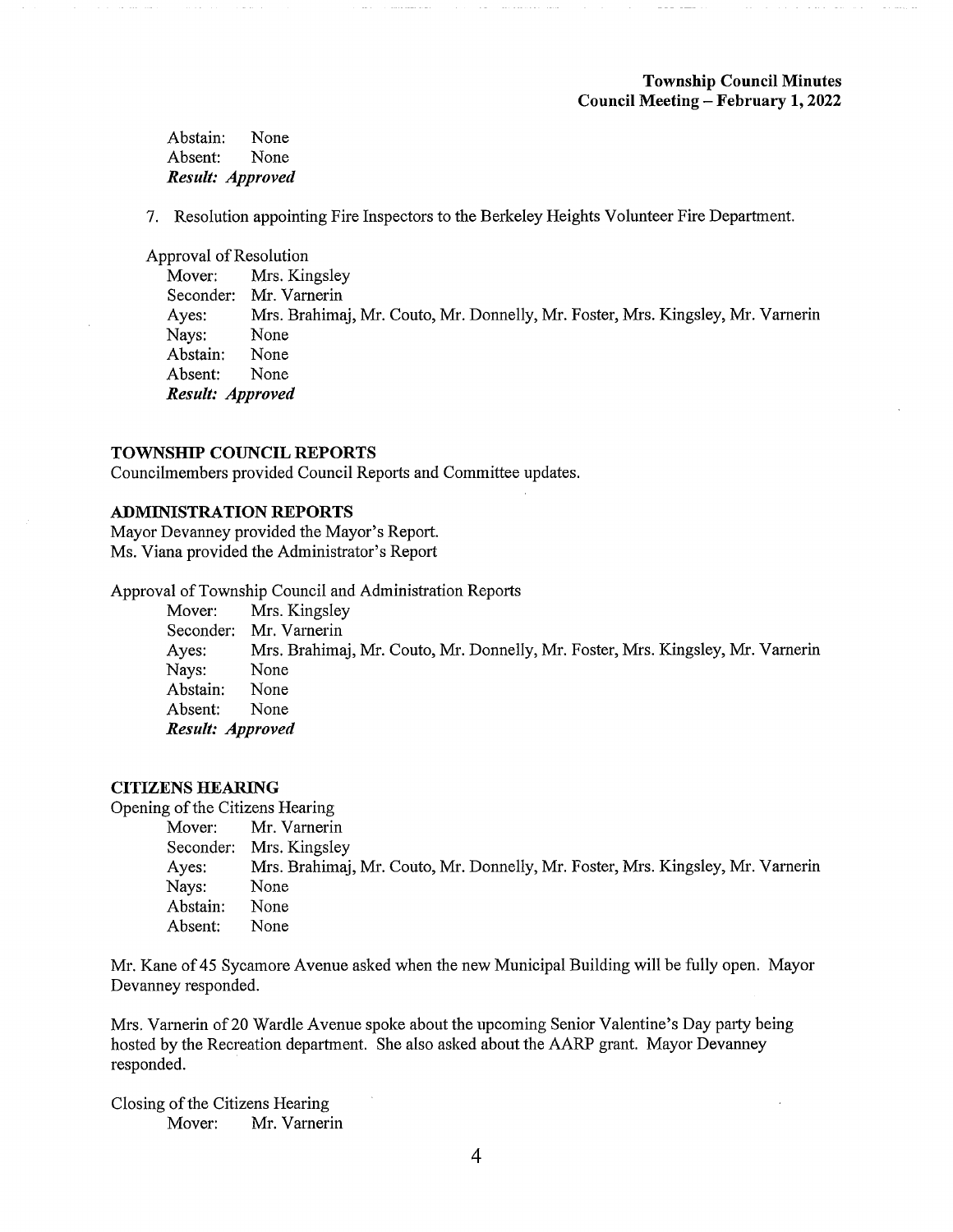Abstain: None
Absent: None
***Result: Approved***

7. Resolution appointing Fire Inspectors to the Berkeley Heights Volunteer Fire Department.

Approval of Resolution
Mover: Mrs. Kingsley
Seconder: Mr. Varnerin
Ayes: Mrs. Brahimaj, Mr. Couto, Mr. Donnelly, Mr. Foster, Mrs. Kingsley, Mr. Varnerin
Nays: None
Abstain: None
Absent: None
***Result: Approved***

## TOWNSHIP COUNCIL REPORTS

Councilmembers provided Council Reports and Committee updates.

## ADMINISTRATION REPORTS

Mayor Devanney provided the Mayor's Report.
Ms. Viana provided the Administrator's Report

Approval of Township Council and Administration Reports
Mover: Mrs. Kingsley
Seconder: Mr. Varnerin
Ayes: Mrs. Brahimaj, Mr. Couto, Mr. Donnelly, Mr. Foster, Mrs. Kingsley, Mr. Varnerin
Nays: None
Abstain: None
Absent: None
***Result: Approved***

## CITIZENS HEARING

Opening of the Citizens Hearing
Mover: Mr. Varnerin
Seconder: Mrs. Kingsley
Ayes: Mrs. Brahimaj, Mr. Couto, Mr. Donnelly, Mr. Foster, Mrs. Kingsley, Mr. Varnerin
Nays: None
Abstain: None
Absent: None

Mr. Kane of 45 Sycamore Avenue asked when the new Municipal Building will be fully open. Mayor Devanney responded.

Mrs. Varnerin of 20 Wardle Avenue spoke about the upcoming Senior Valentine's Day party being hosted by the Recreation department. She also asked about the AARP grant. Mayor Devanney responded.

Closing of the Citizens Hearing
Mover: Mr. Varnerin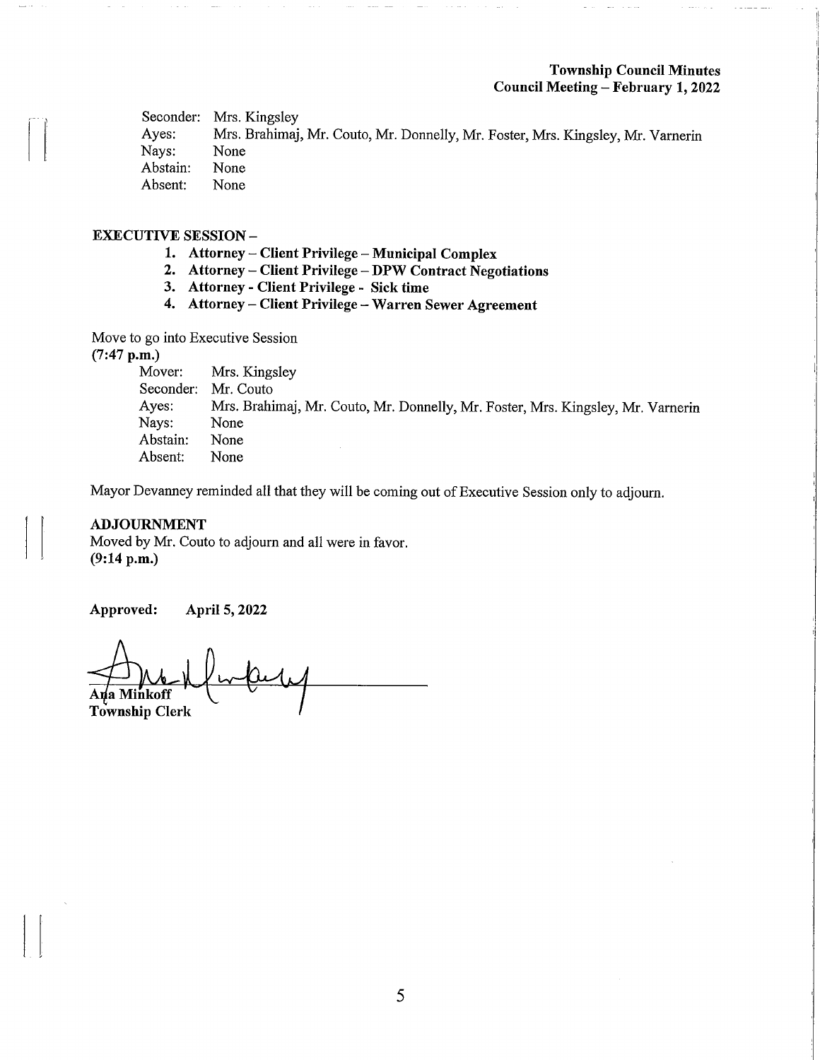Seconder: Mrs. Kingsley
Ayes: Mrs. Brahimaj, Mr. Couto, Mr. Donnelly, Mr. Foster, Mrs. Kingsley, Mr. Varnerin
Nays: None
Abstain: None
Absent: None

**EXECUTIVE SESSION –**

1. **Attorney – Client Privilege – Municipal Complex**
2. **Attorney – Client Privilege – DPW Contract Negotiations**
3. **Attorney - Client Privilege - Sick time**
4. **Attorney – Client Privilege – Warren Sewer Agreement**

Move to go into Executive Session
**(7:47 p.m.)**

Mover: Mrs. Kingsley
Seconder: Mr. Couto
Ayes: Mrs. Brahimaj, Mr. Couto, Mr. Donnelly, Mr. Foster, Mrs. Kingsley, Mr. Varnerin
Nays: None
Abstain: None
Absent: None

Mayor Devanney reminded all that they will be coming out of Executive Session only to adjourn.

**ADJOURNMENT**
Moved by Mr. Couto to adjourn and all were in favor.
**(9:14 p.m.)**

**Approved: April 5, 2022**

**Anna Minkoff**
**Township Clerk**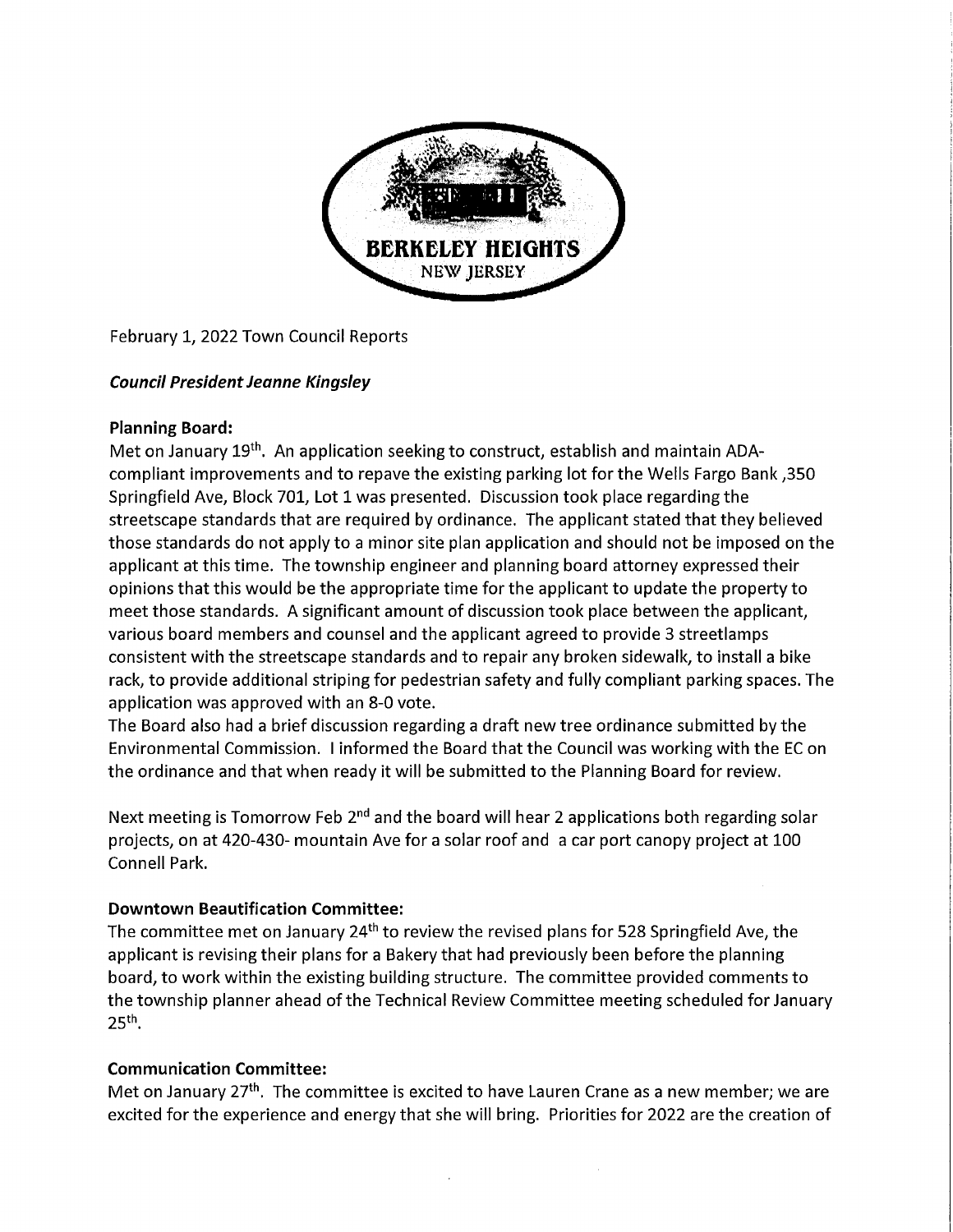BERKELEY HEIGHTS
NEW JERSEY

February 1, 2022 Town Council Reports

***Council President Jeanne Kingsley***

**Planning Board:**

Met on January 19th. An application seeking to construct, establish and maintain ADA-compliant improvements and to repave the existing parking lot for the Wells Fargo Bank ,350 Springfield Ave, Block 701, Lot 1 was presented. Discussion took place regarding the streetscape standards that are required by ordinance. The applicant stated that they believed those standards do not apply to a minor site plan application and should not be imposed on the applicant at this time. The township engineer and planning board attorney expressed their opinions that this would be the appropriate time for the applicant to update the property to meet those standards. A significant amount of discussion took place between the applicant, various board members and counsel and the applicant agreed to provide 3 streetlamps consistent with the streetscape standards and to repair any broken sidewalk, to install a bike rack, to provide additional striping for pedestrian safety and fully compliant parking spaces. The application was approved with an 8-0 vote.

The Board also had a brief discussion regarding a draft new tree ordinance submitted by the Environmental Commission. I informed the Board that the Council was working with the EC on the ordinance and that when ready it will be submitted to the Planning Board for review.

Next meeting is Tomorrow Feb 2nd and the board will hear 2 applications both regarding solar projects, on at 420-430- mountain Ave for a solar roof and a car port canopy project at 100 Connell Park.

**Downtown Beautification Committee:**

The committee met on January 24th to review the revised plans for 528 Springfield Ave, the applicant is revising their plans for a Bakery that had previously been before the planning board, to work within the existing building structure. The committee provided comments to the township planner ahead of the Technical Review Committee meeting scheduled for January 25th.

**Communication Committee:**

Met on January 27th. The committee is excited to have Lauren Crane as a new member; we are excited for the experience and energy that she will bring. Priorities for 2022 are the creation of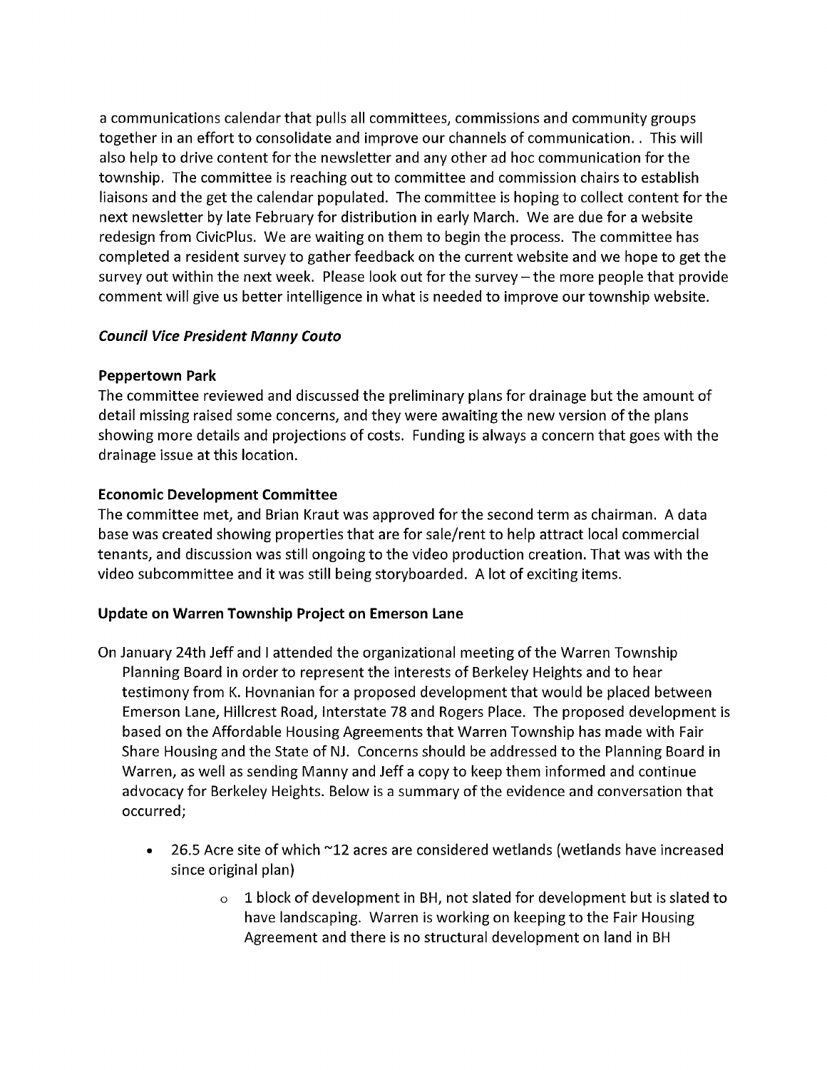a communications calendar that pulls all committees, commissions and community groups together in an effort to consolidate and improve our channels of communication. . This will also help to drive content for the newsletter and any other ad hoc communication for the township. The committee is reaching out to committee and commission chairs to establish liaisons and the get the calendar populated. The committee is hoping to collect content for the next newsletter by late February for distribution in early March. We are due for a website redesign from CivicPlus. We are waiting on them to begin the process. The committee has completed a resident survey to gather feedback on the current website and we hope to get the survey out within the next week. Please look out for the survey – the more people that provide comment will give us better intelligence in what is needed to improve our township website.

***Council Vice President Manny Couto***

**Peppertown Park**

The committee reviewed and discussed the preliminary plans for drainage but the amount of detail missing raised some concerns, and they were awaiting the new version of the plans showing more details and projections of costs. Funding is always a concern that goes with the drainage issue at this location.

**Economic Development Committee**

The committee met, and Brian Kraut was approved for the second term as chairman. A data base was created showing properties that are for sale/rent to help attract local commercial tenants, and discussion was still ongoing to the video production creation. That was with the video subcommittee and it was still being storyboarded. A lot of exciting items.

**Update on Warren Township Project on Emerson Lane**

On January 24th Jeff and I attended the organizational meeting of the Warren Township Planning Board in order to represent the interests of Berkeley Heights and to hear testimony from K. Hovnanian for a proposed development that would be placed between Emerson Lane, Hillcrest Road, Interstate 78 and Rogers Place. The proposed development is based on the Affordable Housing Agreements that Warren Township has made with Fair Share Housing and the State of NJ. Concerns should be addressed to the Planning Board in Warren, as well as sending Manny and Jeff a copy to keep them informed and continue advocacy for Berkeley Heights. Below is a summary of the evidence and conversation that occurred;

- 26.5 Acre site of which ~12 acres are considered wetlands (wetlands have increased since original plan)
  - 1 block of development in BH, not slated for development but is slated to have landscaping. Warren is working on keeping to the Fair Housing Agreement and there is no structural development on land in BH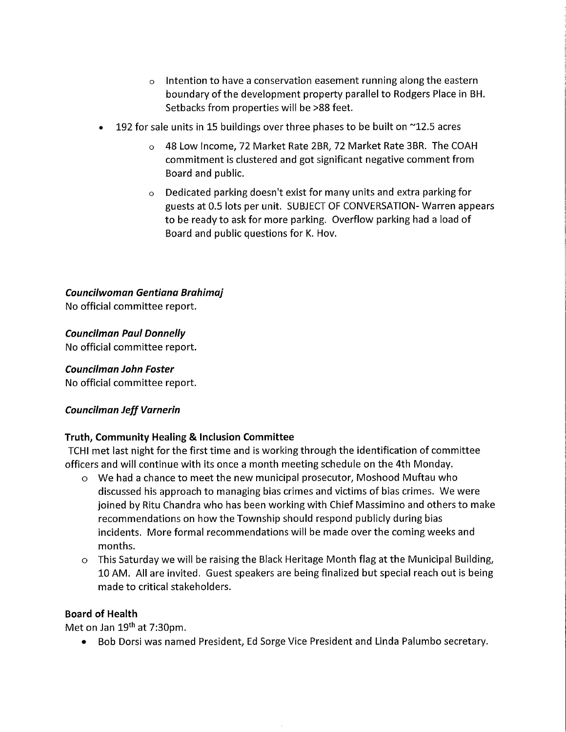- Intention to have a conservation easement running along the eastern boundary of the development property parallel to Rodgers Place in BH. Setbacks from properties will be >88 feet.
- 192 for sale units in 15 buildings over three phases to be built on ~12.5 acres
  - 48 Low Income, 72 Market Rate 2BR, 72 Market Rate 3BR. The COAH commitment is clustered and got significant negative comment from Board and public.
  - Dedicated parking doesn't exist for many units and extra parking for guests at 0.5 lots per unit. SUBJECT OF CONVERSATION- Warren appears to be ready to ask for more parking. Overflow parking had a load of Board and public questions for K. Hov.

***Councilwoman Gentiana Brahimaj***
No official committee report.

***Councilman Paul Donnelly***
No official committee report.

***Councilman John Foster***
No official committee report.

***Councilman Jeff Varnerin***

**Truth, Community Healing & Inclusion Committee**
TCHI met last night for the first time and is working through the identification of committee officers and will continue with its once a month meeting schedule on the 4th Monday.

- We had a chance to meet the new municipal prosecutor, Moshood Muftau who discussed his approach to managing bias crimes and victims of bias crimes. We were joined by Ritu Chandra who has been working with Chief Massimino and others to make recommendations on how the Township should respond publicly during bias incidents. More formal recommendations will be made over the coming weeks and months.
- This Saturday we will be raising the Black Heritage Month flag at the Municipal Building, 10 AM. All are invited. Guest speakers are being finalized but special reach out is being made to critical stakeholders.

**Board of Health**
Met on Jan 19th at 7:30pm.

- Bob Dorsi was named President, Ed Sorge Vice President and Linda Palumbo secretary.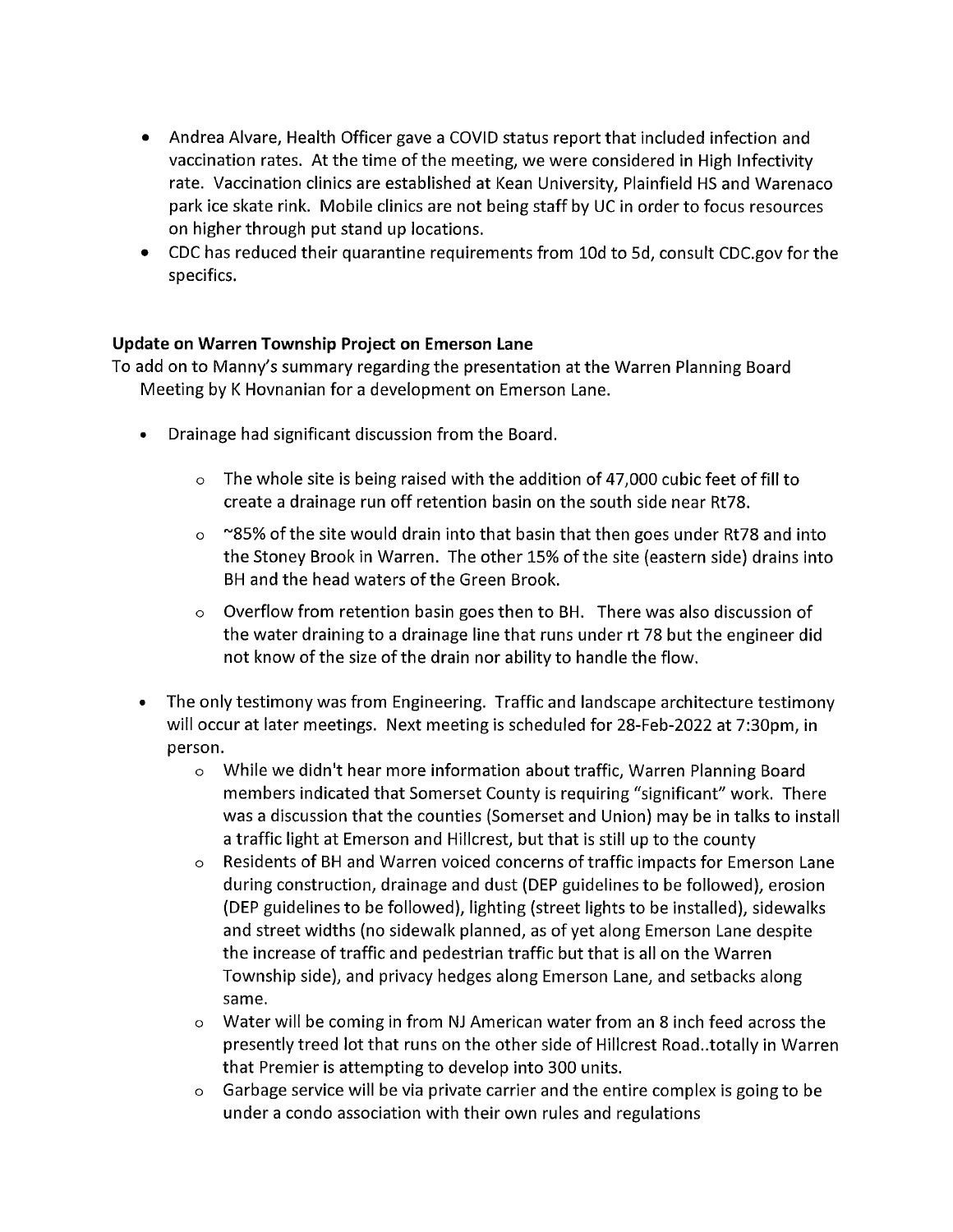- Andrea Alvare, Health Officer gave a COVID status report that included infection and vaccination rates. At the time of the meeting, we were considered in High Infectivity rate. Vaccination clinics are established at Kean University, Plainfield HS and Warenaco park ice skate rink. Mobile clinics are not being staff by UC in order to focus resources on higher through put stand up locations.
- CDC has reduced their quarantine requirements from 10d to 5d, consult CDC.gov for the specifics.

**Update on Warren Township Project on Emerson Lane**

To add on to Manny's summary regarding the presentation at the Warren Planning Board Meeting by K Hovnanian for a development on Emerson Lane.

- Drainage had significant discussion from the Board.
  - The whole site is being raised with the addition of 47,000 cubic feet of fill to create a drainage run off retention basin on the south side near Rt78.
  - ~85% of the site would drain into that basin that then goes under Rt78 and into the Stoney Brook in Warren. The other 15% of the site (eastern side) drains into BH and the head waters of the Green Brook.
  - Overflow from retention basin goes then to BH. There was also discussion of the water draining to a drainage line that runs under rt 78 but the engineer did not know of the size of the drain nor ability to handle the flow.
- The only testimony was from Engineering. Traffic and landscape architecture testimony will occur at later meetings. Next meeting is scheduled for 28-Feb-2022 at 7:30pm, in person.
  - While we didn't hear more information about traffic, Warren Planning Board members indicated that Somerset County is requiring "significant" work. There was a discussion that the counties (Somerset and Union) may be in talks to install a traffic light at Emerson and Hillcrest, but that is still up to the county
  - Residents of BH and Warren voiced concerns of traffic impacts for Emerson Lane during construction, drainage and dust (DEP guidelines to be followed), erosion (DEP guidelines to be followed), lighting (street lights to be installed), sidewalks and street widths (no sidewalk planned, as of yet along Emerson Lane despite the increase of traffic and pedestrian traffic but that is all on the Warren Township side), and privacy hedges along Emerson Lane, and setbacks along same.
  - Water will be coming in from NJ American water from an 8 inch feed across the presently treed lot that runs on the other side of Hillcrest Road..totally in Warren that Premier is attempting to develop into 300 units.
  - Garbage service will be via private carrier and the entire complex is going to be under a condo association with their own rules and regulations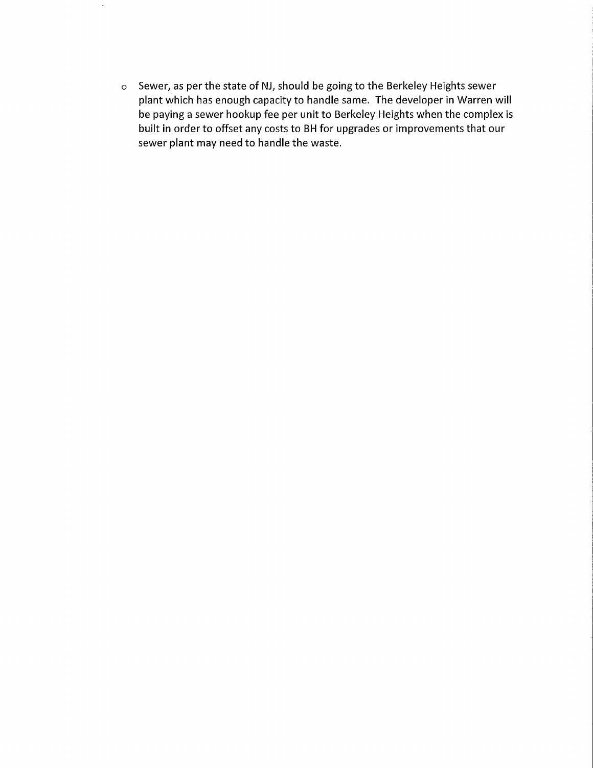- Sewer, as per the state of NJ, should be going to the Berkeley Heights sewer plant which has enough capacity to handle same. The developer in Warren will be paying a sewer hookup fee per unit to Berkeley Heights when the complex is built in order to offset any costs to BH for upgrades or improvements that our sewer plant may need to handle the waste.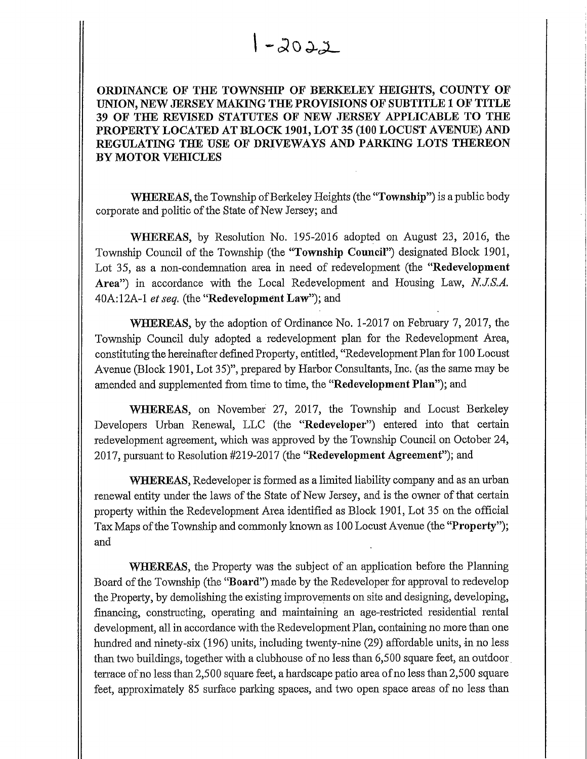1-2022

**ORDINANCE OF THE TOWNSHIP OF BERKELEY HEIGHTS, COUNTY OF UNION, NEW JERSEY MAKING THE PROVISIONS OF SUBTITLE 1 OF TITLE 39 OF THE REVISED STATUTES OF NEW JERSEY APPLICABLE TO THE PROPERTY LOCATED AT BLOCK 1901, LOT 35 (100 LOCUST AVENUE) AND REGULATING THE USE OF DRIVEWAYS AND PARKING LOTS THEREON BY MOTOR VEHICLES**

**WHEREAS,** the Township of Berkeley Heights (the "**Township**") is a public body corporate and politic of the State of New Jersey; and

**WHEREAS,** by Resolution No. 195-2016 adopted on August 23, 2016, the Township Council of the Township (the "**Township Council**") designated Block 1901, Lot 35, as a non-condemnation area in need of redevelopment (the "**Redevelopment Area**") in accordance with the Local Redevelopment and Housing Law, *N.J.S.A.* 40A:12A-1 *et seq.* (the "**Redevelopment Law**"); and

**WHEREAS,** by the adoption of Ordinance No. 1-2017 on February 7, 2017, the Township Council duly adopted a redevelopment plan for the Redevelopment Area, constituting the hereinafter defined Property, entitled, "Redevelopment Plan for 100 Locust Avenue (Block 1901, Lot 35)", prepared by Harbor Consultants, Inc. (as the same may be amended and supplemented from time to time, the "**Redevelopment Plan**"); and

**WHEREAS,** on November 27, 2017, the Township and Locust Berkeley Developers Urban Renewal, LLC (the "**Redeveloper**") entered into that certain redevelopment agreement, which was approved by the Township Council on October 24, 2017, pursuant to Resolution #219-2017 (the "**Redevelopment Agreement**"); and

**WHEREAS,** Redeveloper is formed as a limited liability company and as an urban renewal entity under the laws of the State of New Jersey, and is the owner of that certain property within the Redevelopment Area identified as Block 1901, Lot 35 on the official Tax Maps of the Township and commonly known as 100 Locust Avenue (the "**Property**"); and

**WHEREAS,** the Property was the subject of an application before the Planning Board of the Township (the "**Board**") made by the Redeveloper for approval to redevelop the Property, by demolishing the existing improvements on site and designing, developing, financing, constructing, operating and maintaining an age-restricted residential rental development, all in accordance with the Redevelopment Plan, containing no more than one hundred and ninety-six (196) units, including twenty-nine (29) affordable units, in no less than two buildings, together with a clubhouse of no less than 6,500 square feet, an outdoor terrace of no less than 2,500 square feet, a hardscape patio area of no less than 2,500 square feet, approximately 85 surface parking spaces, and two open space areas of no less than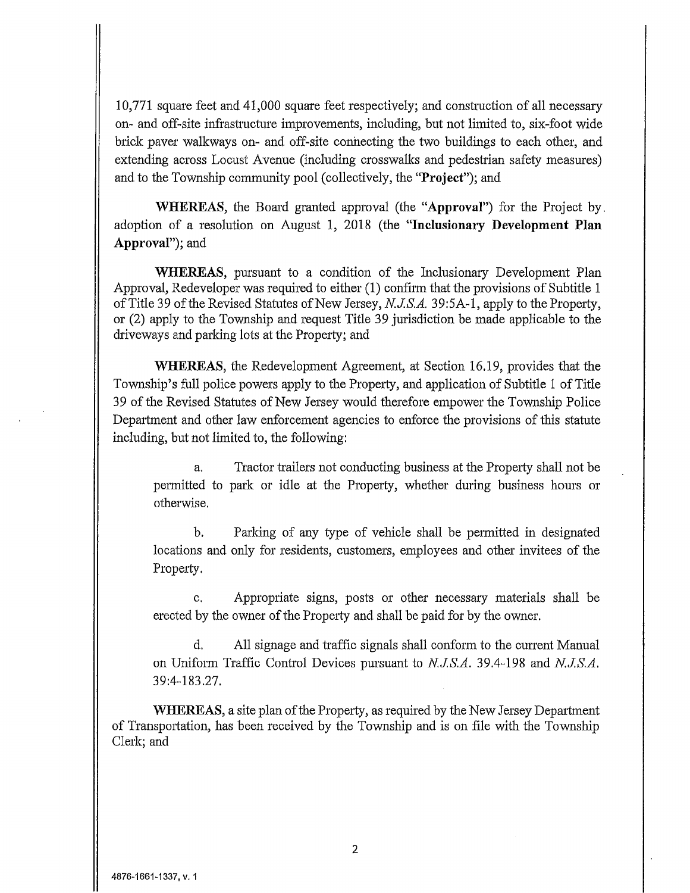10,771 square feet and 41,000 square feet respectively; and construction of all necessary on- and off-site infrastructure improvements, including, but not limited to, six-foot wide brick paver walkways on- and off-site connecting the two buildings to each other, and extending across Locust Avenue (including crosswalks and pedestrian safety measures) and to the Township community pool (collectively, the "**Project**"); and

**WHEREAS**, the Board granted approval (the "**Approval**") for the Project by adoption of a resolution on August 1, 2018 (the "**Inclusionary Development Plan Approval**"); and

**WHEREAS**, pursuant to a condition of the Inclusionary Development Plan Approval, Redeveloper was required to either (1) confirm that the provisions of Subtitle 1 of Title 39 of the Revised Statutes of New Jersey, *N.J.S.A.* 39:5A-1, apply to the Property, or (2) apply to the Township and request Title 39 jurisdiction be made applicable to the driveways and parking lots at the Property; and

**WHEREAS**, the Redevelopment Agreement, at Section 16.19, provides that the Township's full police powers apply to the Property, and application of Subtitle 1 of Title 39 of the Revised Statutes of New Jersey would therefore empower the Township Police Department and other law enforcement agencies to enforce the provisions of this statute including, but not limited to, the following:

a. Tractor trailers not conducting business at the Property shall not be permitted to park or idle at the Property, whether during business hours or otherwise.

b. Parking of any type of vehicle shall be permitted in designated locations and only for residents, customers, employees and other invitees of the Property.

c. Appropriate signs, posts or other necessary materials shall be erected by the owner of the Property and shall be paid for by the owner.

d. All signage and traffic signals shall conform to the current Manual on Uniform Traffic Control Devices pursuant to *N.J.S.A.* 39.4-198 and *N.J.S.A.* 39:4-183.27.

**WHEREAS**, a site plan of the Property, as required by the New Jersey Department of Transportation, has been received by the Township and is on file with the Township Clerk; and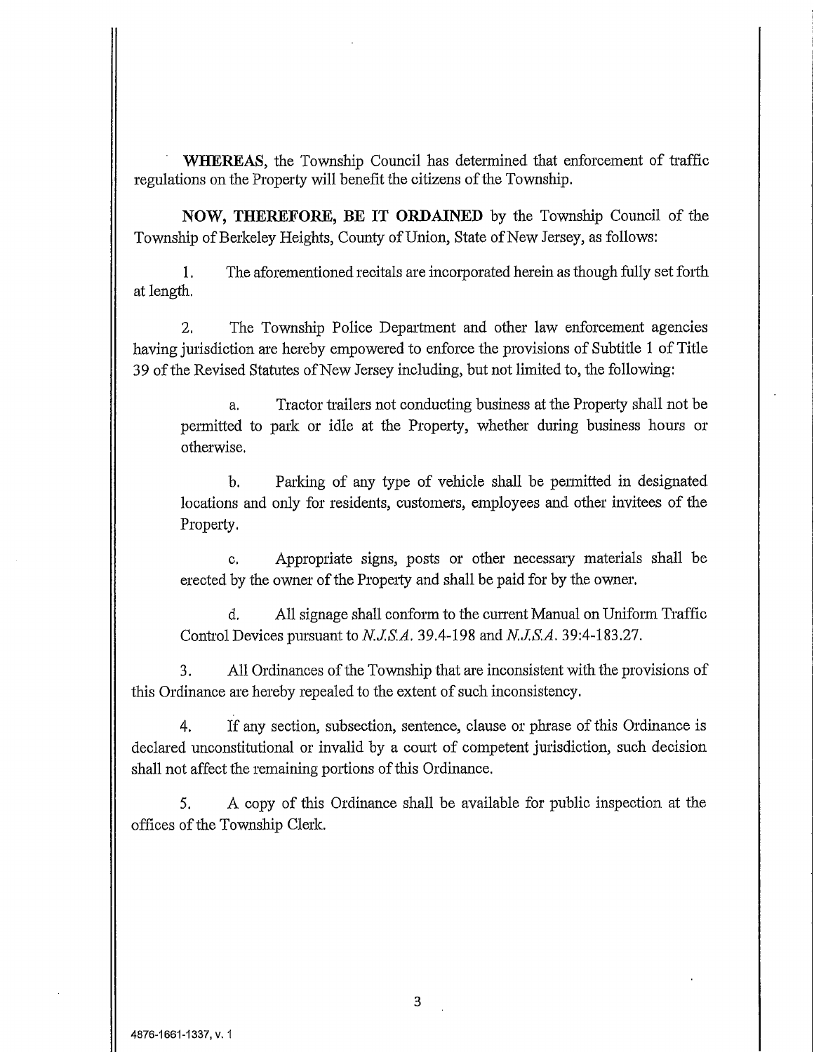**WHEREAS**, the Township Council has determined that enforcement of traffic regulations on the Property will benefit the citizens of the Township.

**NOW, THEREFORE, BE IT ORDAINED** by the Township Council of the Township of Berkeley Heights, County of Union, State of New Jersey, as follows:

1. The aforementioned recitals are incorporated herein as though fully set forth at length.

2. The Township Police Department and other law enforcement agencies having jurisdiction are hereby empowered to enforce the provisions of Subtitle 1 of Title 39 of the Revised Statutes of New Jersey including, but not limited to, the following:

   a. Tractor trailers not conducting business at the Property shall not be permitted to park or idle at the Property, whether during business hours or otherwise.

   b. Parking of any type of vehicle shall be permitted in designated locations and only for residents, customers, employees and other invitees of the Property.

   c. Appropriate signs, posts or other necessary materials shall be erected by the owner of the Property and shall be paid for by the owner.

   d. All signage shall conform to the current Manual on Uniform Traffic Control Devices pursuant to *N.J.S.A.* 39.4-198 and *N.J.S.A.* 39:4-183.27.

3. All Ordinances of the Township that are inconsistent with the provisions of this Ordinance are hereby repealed to the extent of such inconsistency.

4. If any section, subsection, sentence, clause or phrase of this Ordinance is declared unconstitutional or invalid by a court of competent jurisdiction, such decision shall not affect the remaining portions of this Ordinance.

5. A copy of this Ordinance shall be available for public inspection at the offices of the Township Clerk.

4876-1661-1337, v. 1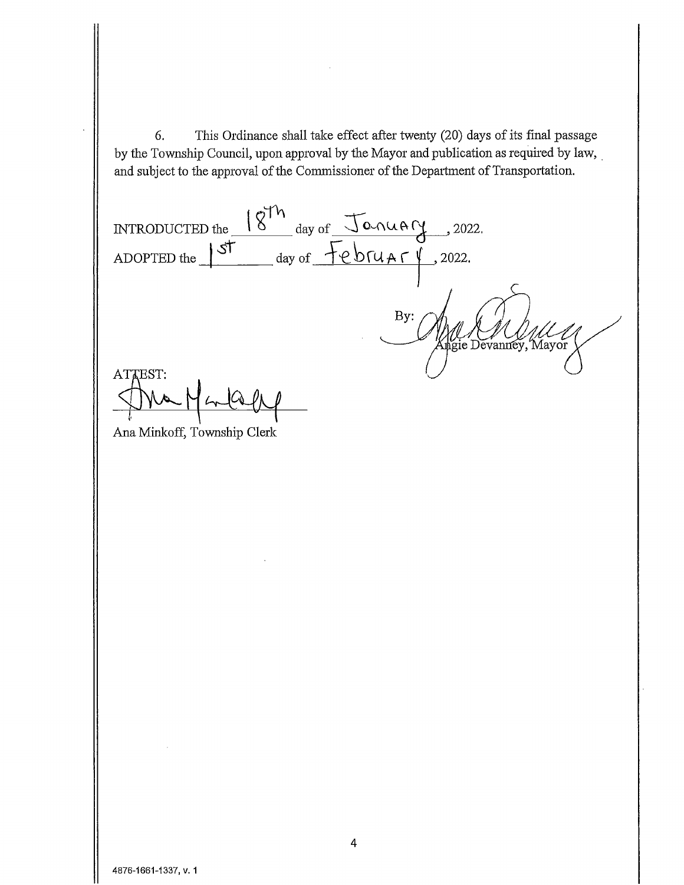6. This Ordinance shall take effect after twenty (20) days of its final passage by the Township Council, upon approval by the Mayor and publication as required by law, and subject to the approval of the Commissioner of the Department of Transportation.

INTRODUCTED the 18th day of January, 2022.

ADOPTED the 1st day of February, 2022.

By: Angie Devanney, Mayor

ATTEST:

Ana Minkoff, Township Clerk

4876-1661-1337, v. 1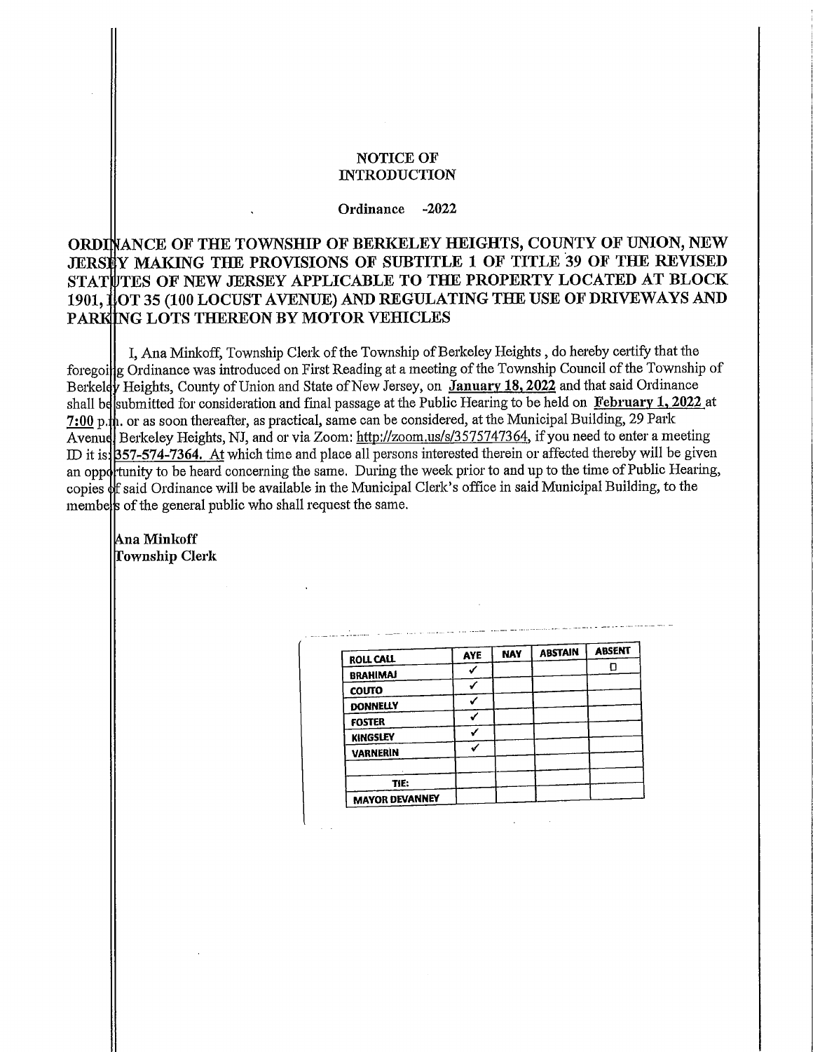**NOTICE OF INTRODUCTION**

**Ordinance -2022**

**ORDINANCE OF THE TOWNSHIP OF BERKELEY HEIGHTS, COUNTY OF UNION, NEW JERSEY MAKING THE PROVISIONS OF SUBTITLE 1 OF TITLE 39 OF THE REVISED STATUTES OF NEW JERSEY APPLICABLE TO THE PROPERTY LOCATED AT BLOCK 1901, LOT 35 (100 LOCUST AVENUE) AND REGULATING THE USE OF DRIVEWAYS AND PARKING LOTS THEREON BY MOTOR VEHICLES**

I, Ana Minkoff, Township Clerk of the Township of Berkeley Heights , do hereby certify that the foregoing Ordinance was introduced on First Reading at a meeting of the Township Council of the Township of Berkeley Heights, County of Union and State of New Jersey, on **January 18, 2022** and that said Ordinance shall be submitted for consideration and final passage at the Public Hearing to be held on **February 1, 2022** at **7:00** p.m. or as soon thereafter, as practical, same can be considered, at the Municipal Building, 29 Park Avenue, Berkeley Heights, NJ, and or via Zoom: http://zoom.us/s/3575747364, if you need to enter a meeting ID it is: **357-574-7364.** At which time and place all persons interested therein or affected thereby will be given an opportunity to be heard concerning the same. During the week prior to and up to the time of Public Hearing, copies of said Ordinance will be available in the Municipal Clerk's office in said Municipal Building, to the members of the general public who shall request the same.

**Ana Minkoff**
**Township Clerk**

| ROLL CALL | AYE | NAY | ABSTAIN | ABSENT |
|---|---|---|---|---|
| BRAHIMAJ | ✓ | | | ☐ |
| COUTO | ✓ | | | |
| DONNELLY | ✓ | | | |
| FOSTER | ✓ | | | |
| KINGSLEY | ✓ | | | |
| VARNERIN | ✓ | | | |
| | | | | |
| TIE: | | | | |
| MAYOR DEVANNEY | | | | |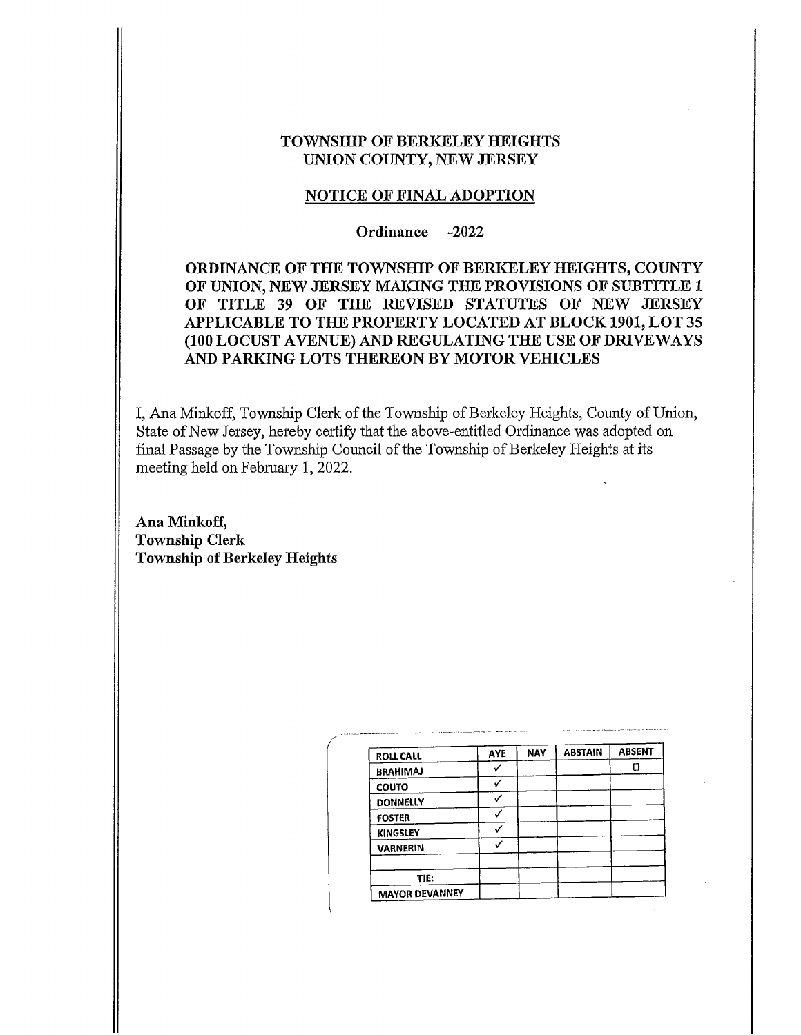TOWNSHIP OF BERKELEY HEIGHTS
UNION COUNTY, NEW JERSEY

NOTICE OF FINAL ADOPTION

**Ordinance -2022**

**ORDINANCE OF THE TOWNSHIP OF BERKELEY HEIGHTS, COUNTY OF UNION, NEW JERSEY MAKING THE PROVISIONS OF SUBTITLE 1 OF TITLE 39 OF THE REVISED STATUTES OF NEW JERSEY APPLICABLE TO THE PROPERTY LOCATED AT BLOCK 1901, LOT 35 (100 LOCUST AVENUE) AND REGULATING THE USE OF DRIVEWAYS AND PARKING LOTS THEREON BY MOTOR VEHICLES**

I, Ana Minkoff, Township Clerk of the Township of Berkeley Heights, County of Union, State of New Jersey, hereby certify that the above-entitled Ordinance was adopted on final Passage by the Township Council of the Township of Berkeley Heights at its meeting held on February 1, 2022.

**Ana Minkoff,**
**Township Clerk**
**Township of Berkeley Heights**

| ROLL CALL | AYE | NAY | ABSTAIN | ABSENT |
|---|---|---|---|---|
| BRAHIMAJ | ✓ | | | ☐ |
| COUTO | ✓ | | | |
| DONNELLY | ✓ | | | |
| FOSTER | ✓ | | | |
| KINGSLEY | ✓ | | | |
| VARNERIN | ✓ | | | |
| | | | | |
| TIE: | | | | |
| MAYOR DEVANNEY | | | | |